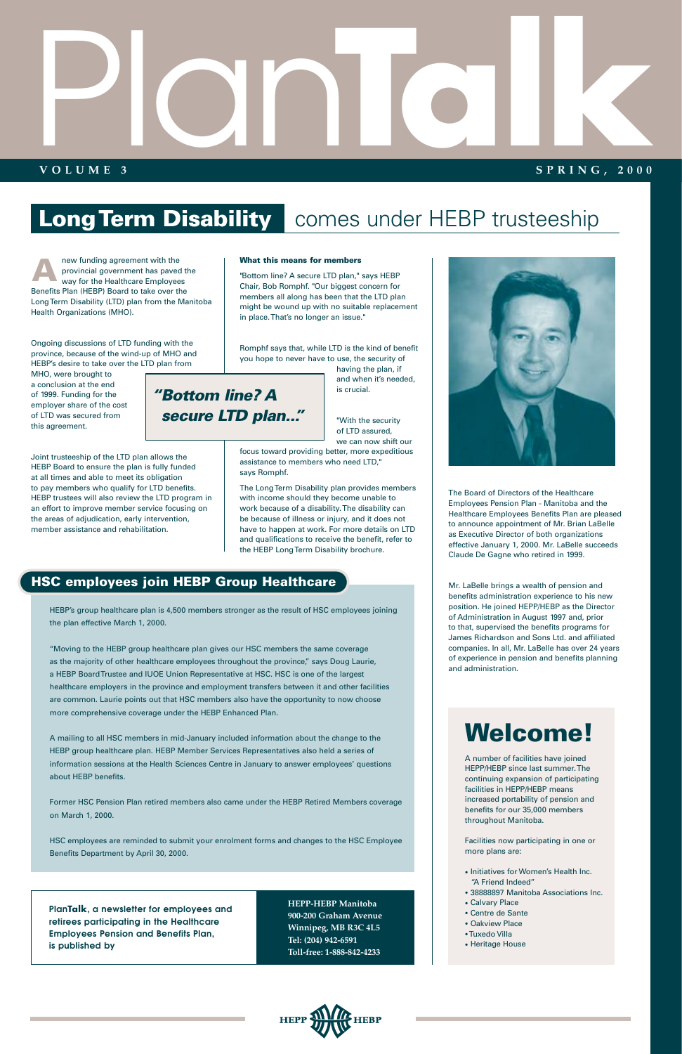# PlanTalk

**VOLUME 3** **SPRING, 2000**

## Long Term Disability comes under HEBP trusteeship

A new funding agreement with the provincial government has paved the way for the Healthcare Employees Benefits Plan (HEBP) Board to take over the Long Term Disability (LTD) plan from the Manitoba Health Organizations (MHO).

Ongoing discussions of LTD funding with the province, because of the wind-up of MHO and HEBP's desire to take over the LTD plan from MHO, were brought to a conclusion at the end of 1999. Funding for the employer share of the cost of LTD was secured from this agreement.

Joint trusteeship of the LTD plan allows the HEBP Board to ensure the plan is fully funded at all times and able to meet its obligation to pay members who qualify for LTD benefits. HEBP trustees will also review the LTD program in an effort to improve member service focusing on the areas of adjudication, early intervention, member assistance and rehabilitation.

**What this means for members**

"Bottom line? A secure LTD plan," says HEBP Chair, Bob Romphf. "Our biggest concern for members all along has been that the LTD plan might be wound up with no suitable replacement in place. That's no longer an issue."

Romphf says that, while LTD is the kind of benefit you hope to never have to use, the security of having the plan, if and when it's needed, is crucial.

> ***"Bottom line? A secure LTD plan..."***

"With the security of LTD assured, we can now shift our focus toward providing better, more expeditious assistance to members who need LTD," says Romphf.

The Long Term Disability plan provides members with income should they become unable to work because of a disability. The disability can be because of illness or injury, and it does not have to happen at work. For more details on LTD and qualifications to receive the benefit, refer to the HEBP Long Term Disability brochure.

The Board of Directors of the Healthcare Employees Pension Plan - Manitoba and the Healthcare Employees Benefits Plan are pleased to announce appointment of Mr. Brian LaBelle as Executive Director of both organizations effective January 1, 2000. Mr. LaBelle succeeds Claude De Gagne who retired in 1999.

Mr. LaBelle brings a wealth of pension and benefits administration experience to his new position. He joined HEPP/HEBP as the Director of Administration in August 1997 and, prior to that, supervised the benefits programs for James Richardson and Sons Ltd. and affiliated companies. In all, Mr. LaBelle has over 24 years of experience in pension and benefits planning and administration.

## HSC employees join HEBP Group Healthcare

HEBP's group healthcare plan is 4,500 members stronger as the result of HSC employees joining the plan effective March 1, 2000.

"Moving to the HEBP group healthcare plan gives our HSC members the same coverage as the majority of other healthcare employees throughout the province," says Doug Laurie, a HEBP Board Trustee and IUOE Union Representative at HSC. HSC is one of the largest healthcare employers in the province and employment transfers between it and other facilities are common. Laurie points out that HSC members also have the opportunity to now choose more comprehensive coverage under the HEBP Enhanced Plan.

A mailing to all HSC members in mid-January included information about the change to the HEBP group healthcare plan. HEBP Member Services Representatives also held a series of information sessions at the Health Sciences Centre in January to answer employees' questions about HEBP benefits.

Former HSC Pension Plan retired members also came under the HEBP Retired Members coverage on March 1, 2000.

HSC employees are reminded to submit your enrolment forms and changes to the HSC Employee Benefits Department by April 30, 2000.

## Welcome!

A number of facilities have joined HEPP/HEBP since last summer. The continuing expansion of participating facilities in HEPP/HEBP means increased portability of pension and benefits for our 35,000 members throughout Manitoba.

Facilities now participating in one or more plans are:

- Initiatives for Women's Health Inc. "A Friend Indeed"
- 38888897 Manitoba Associations Inc.
- Calvary Place
- Centre de Sante
- Oakview Place
- Tuxedo Villa
- Heritage House

**PlanTalk, a newsletter for employees and retirees participating in the Healthcare Employees Pension and Benefits Plan, is published by**

**HEPP-HEBP Manitoba**
**900-200 Graham Avenue**
**Winnipeg, MB R3C 4L5**
**Tel: (204) 942-6591**
**Toll-free: 1-888-842-4233**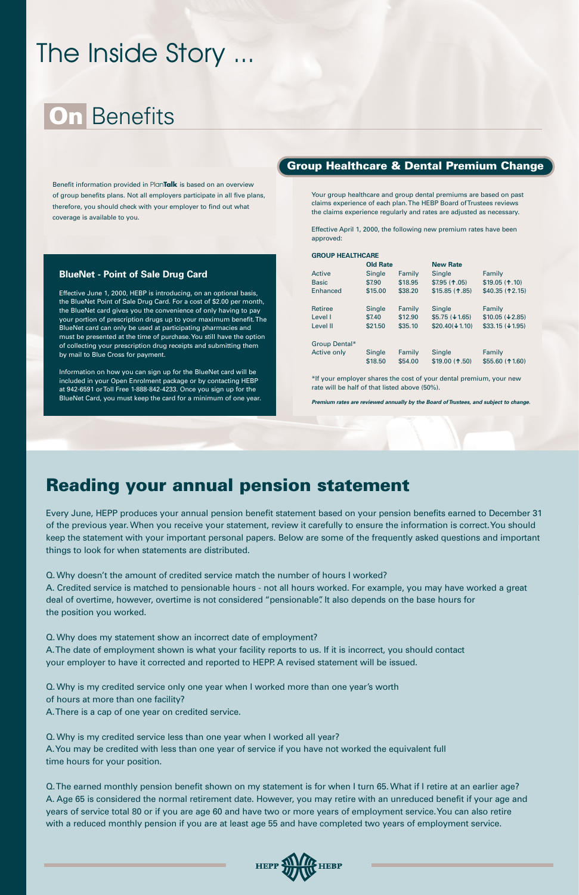# The Inside Story ...

## On Benefits

Benefit information provided in Plan**Talk** is based on an overview of group benefits plans. Not all employers participate in all five plans, therefore, you should check with your employer to find out what coverage is available to you.

### BlueNet - Point of Sale Drug Card

Effective June 1, 2000, HEBP is introducing, on an optional basis, the BlueNet Point of Sale Drug Card. For a cost of $2.00 per month, the BlueNet card gives you the convenience of only having to pay your portion of prescription drugs up to your maximum benefit. The BlueNet card can only be used at participating pharmacies and must be presented at the time of purchase. You still have the option of collecting your prescription drug receipts and submitting them by mail to Blue Cross for payment.

Information on how you can sign up for the BlueNet card will be included in your Open Enrolment package or by contacting HEBP at 942-6591 or Toll Free 1-888-842-4233. Once you sign up for the BlueNet Card, you must keep the card for a minimum of one year.

### Group Healthcare & Dental Premium Change

Your group healthcare and group dental premiums are based on past claims experience of each plan. The HEBP Board of Trustees reviews the claims experience regularly and rates are adjusted as necessary.

Effective April 1, 2000, the following new premium rates have been approved:

**GROUP HEALTHCARE**

| | **Old Rate** | | **New Rate** | |
|---|---|---|---|---|
| Active | Single | Family | Single | Family |
| Basic | $7.90 | $18.95 | $7.95 (↑.05) | $19.05 (↑.10) |
| Enhanced | $15.00 | $38.20 | $15.85 (↑.85) | $40.35 (↑2.15) |
| Retiree | Single | Family | Single | Family |
| Level I | $7.40 | $12.90 | $5.75 (↓1.65) | $10.05 (↓2.85) |
| Level II | $21.50 | $35.10 | $20.40(↓1.10) | $33.15 (↓1.95) |
| Group Dental* | | | | |
| Active only | Single | Family | Single | Family |
| | $18.50 | $54.00 | $19.00 (↑.50) | $55.60 (↑1.60) |

*If your employer shares the cost of your dental premium, your new rate will be half of that listed above (50%).

***Premium rates are reviewed annually by the Board of Trustees, and subject to change.***

## Reading your annual pension statement

Every June, HEPP produces your annual pension benefit statement based on your pension benefits earned to December 31 of the previous year. When you receive your statement, review it carefully to ensure the information is correct. You should keep the statement with your important personal papers. Below are some of the frequently asked questions and important things to look for when statements are distributed.

Q. Why doesn't the amount of credited service match the number of hours I worked?
A. Credited service is matched to pensionable hours - not all hours worked. For example, you may have worked a great deal of overtime, however, overtime is not considered "pensionable". It also depends on the base hours for the position you worked.

Q. Why does my statement show an incorrect date of employment?
A. The date of employment shown is what your facility reports to us. If it is incorrect, you should contact your employer to have it corrected and reported to HEPP. A revised statement will be issued.

Q. Why is my credited service only one year when I worked more than one year's worth of hours at more than one facility?
A. There is a cap of one year on credited service.

Q. Why is my credited service less than one year when I worked all year?
A. You may be credited with less than one year of service if you have not worked the equivalent full time hours for your position.

Q. The earned monthly pension benefit shown on my statement is for when I turn 65. What if I retire at an earlier age?
A. Age 65 is considered the normal retirement date. However, you may retire with an unreduced benefit if your age and years of service total 80 or if you are age 60 and have two or more years of employment service. You can also retire with a reduced monthly pension if you are at least age 55 and have completed two years of employment service.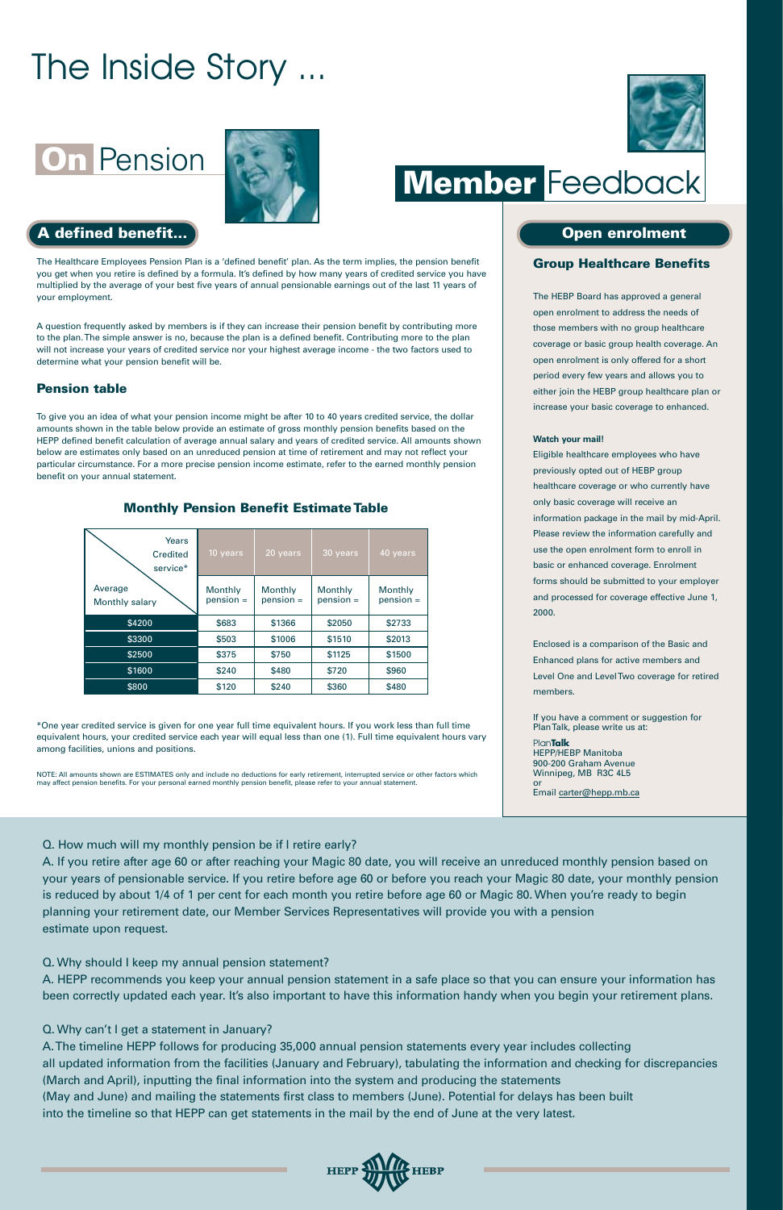# The Inside Story ...

## On Pension

### A defined benefit...

The Healthcare Employees Pension Plan is a 'defined benefit' plan. As the term implies, the pension benefit you get when you retire is defined by a formula. It's defined by how many years of credited service you have multiplied by the average of your best five years of annual pensionable earnings out of the last 11 years of your employment.

A question frequently asked by members is if they can increase their pension benefit by contributing more to the plan. The simple answer is no, because the plan is a defined benefit. Contributing more to the plan will not increase your years of credited service nor your highest average income - the two factors used to determine what your pension benefit will be.

### Pension table

To give you an idea of what your pension income might be after 10 to 40 years credited service, the dollar amounts shown in the table below provide an estimate of gross monthly pension benefits based on the HEPP defined benefit calculation of average annual salary and years of credited service. All amounts shown below are estimates only based on an unreduced pension at time of retirement and may not reflect your particular circumstance. For a more precise pension income estimate, refer to the earned monthly pension benefit on your annual statement.

#### Monthly Pension Benefit Estimate Table

| Years Credited service* / Average Monthly salary | 10 years | 20 years | 30 years | 40 years |
|---|---|---|---|---|
| | Monthly pension = | Monthly pension = | Monthly pension = | Monthly pension = |
| $4200 | $683 | $1366 | $2050 | $2733 |
| $3300 | $503 | $1006 | $1510 | $2013 |
| $2500 | $375 | $750 | $1125 | $1500 |
| $1600 | $240 | $480 | $720 | $960 |
| $800 | $120 | $240 | $360 | $480 |

*One year credited service is given for one year full time equivalent hours. If you work less than full time equivalent hours, your credited service each year will equal less than one (1). Full time equivalent hours vary among facilities, unions and positions.

NOTE: All amounts shown are ESTIMATES only and include no deductions for early retirement, interrupted service or other factors which may affect pension benefits. For your personal earned monthly pension benefit, please refer to your annual statement.

## Member Feedback

### Open enrolment

#### Group Healthcare Benefits

The HEBP Board has approved a general open enrolment to address the needs of those members with no group healthcare coverage or basic group health coverage. An open enrolment is only offered for a short period every few years and allows you to either join the HEBP group healthcare plan or increase your basic coverage to enhanced.

**Watch your mail!**

Eligible healthcare employees who have previously opted out of HEBP group healthcare coverage or who currently have only basic coverage will receive an information package in the mail by mid-April. Please review the information carefully and use the open enrolment form to enroll in basic or enhanced coverage. Enrolment forms should be submitted to your employer and processed for coverage effective June 1, 2000.

Enclosed is a comparison of the Basic and Enhanced plans for active members and Level One and Level Two coverage for retired members.

If you have a comment or suggestion for Plan Talk, please write us at:

Plan**Talk**
HEPP/HEBP Manitoba
900-200 Graham Avenue
Winnipeg, MB R3C 4L5
or
Email carter@hepp.mb.ca

Q. How much will my monthly pension be if I retire early?

A. If you retire after age 60 or after reaching your Magic 80 date, you will receive an unreduced monthly pension based on your years of pensionable service. If you retire before age 60 or before you reach your Magic 80 date, your monthly pension is reduced by about 1/4 of 1 per cent for each month you retire before age 60 or Magic 80. When you're ready to begin planning your retirement date, our Member Services Representatives will provide you with a pension estimate upon request.

Q. Why should I keep my annual pension statement?

A. HEPP recommends you keep your annual pension statement in a safe place so that you can ensure your information has been correctly updated each year. It's also important to have this information handy when you begin your retirement plans.

Q. Why can't I get a statement in January?

A. The timeline HEPP follows for producing 35,000 annual pension statements every year includes collecting all updated information from the facilities (January and February), tabulating the information and checking for discrepancies (March and April), inputting the final information into the system and producing the statements (May and June) and mailing the statements first class to members (June). Potential for delays has been built into the timeline so that HEPP can get statements in the mail by the end of June at the very latest.

HEPP HEBP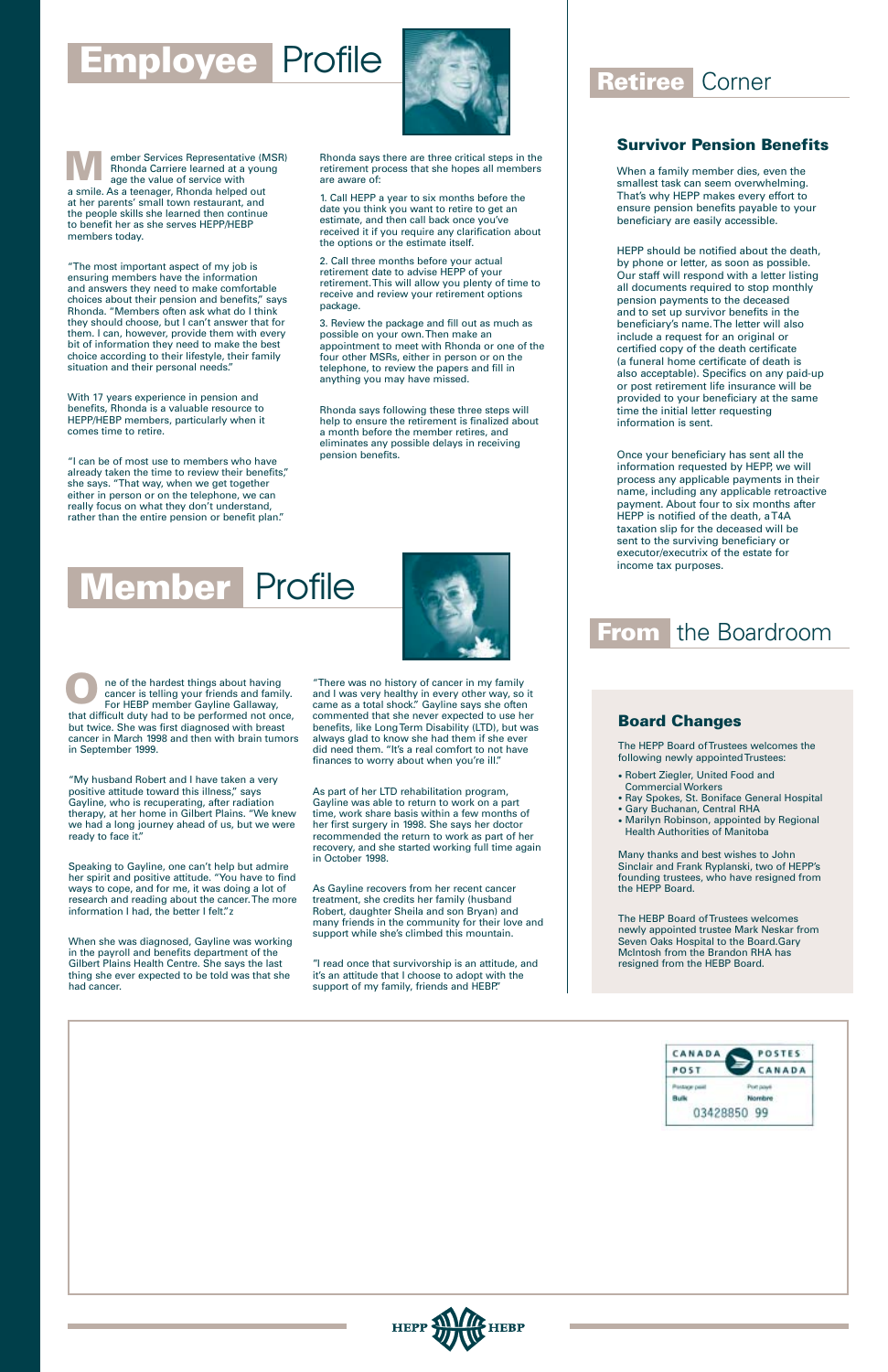# Employee Profile

Member Services Representative (MSR) Rhonda Carriere learned at a young age the value of service with a smile. As a teenager, Rhonda helped out at her parents' small town restaurant, and the people skills she learned then continue to benefit her as she serves HEPP/HEBP members today.

"The most important aspect of my job is ensuring members have the information and answers they need to make comfortable choices about their pension and benefits," says Rhonda. "Members often ask what do I think they should choose, but I can't answer that for them. I can, however, provide them with every bit of information they need to make the best choice according to their lifestyle, their family situation and their personal needs."

With 17 years experience in pension and benefits, Rhonda is a valuable resource to HEPP/HEBP members, particularly when it comes time to retire.

"I can be of most use to members who have already taken the time to review their benefits," she says. "That way, when we get together either in person or on the telephone, we can really focus on what they don't understand, rather than the entire pension or benefit plan."

Rhonda says there are three critical steps in the retirement process that she hopes all members are aware of:

1. Call HEPP a year to six months before the date you think you want to retire to get an estimate, and then call back once you've received it if you require any clarification about the options or the estimate itself.

2. Call three months before your actual retirement date to advise HEPP of your retirement. This will allow you plenty of time to receive and review your retirement options package.

3. Review the package and fill out as much as possible on your own. Then make an appointment to meet with Rhonda or one of the four other MSRs, either in person or on the telephone, to review the papers and fill in anything you may have missed.

Rhonda says following these three steps will help to ensure the retirement is finalized about a month before the member retires, and eliminates any possible delays in receiving pension benefits.

# Member Profile

One of the hardest things about having cancer is telling your friends and family. For HEBP member Gayline Gallaway, that difficult duty had to be performed not once, but twice. She was first diagnosed with breast cancer in March 1998 and then with brain tumors in September 1999.

"My husband Robert and I have taken a very positive attitude toward this illness," says Gayline, who is recuperating, after radiation therapy, at her home in Gilbert Plains. "We knew we had a long journey ahead of us, but we were ready to face it."

Speaking to Gayline, one can't help but admire her spirit and positive attitude. "You have to find ways to cope, and for me, it was doing a lot of research and reading about the cancer. The more information I had, the better I felt."

When she was diagnosed, Gayline was working in the payroll and benefits department of the Gilbert Plains Health Centre. She says the last thing she ever expected to be told was that she had cancer.

"There was no history of cancer in my family and I was very healthy in every other way, so it came as a total shock." Gayline says she often commented that she never expected to use her benefits, like Long Term Disability (LTD), but was always glad to know she had them if she ever did need them. "It's a real comfort to not have finances to worry about when you're ill."

As part of her LTD rehabilitation program, Gayline was able to return to work on a part time, work share basis within a few months of her first surgery in 1998. She says her doctor recommended the return to work as part of her recovery, and she started working full time again in October 1998.

As Gayline recovers from her recent cancer treatment, she credits her family (husband Robert, daughter Sheila and son Bryan) and many friends in the community for their love and support while she's climbed this mountain.

"I read once that survivorship is an attitude, and it's an attitude that I choose to adopt with the support of my family, friends and HEBP."

# Retiree Corner

## Survivor Pension Benefits

When a family member dies, even the smallest task can seem overwhelming. That's why HEPP makes every effort to ensure pension benefits payable to your beneficiary are easily accessible.

HEPP should be notified about the death, by phone or letter, as soon as possible. Our staff will respond with a letter listing all documents required to stop monthly pension payments to the deceased and to set up survivor benefits in the beneficiary's name. The letter will also include a request for an original or certified copy of the death certificate (a funeral home certificate of death is also acceptable). Specifics on any paid-up or post retirement life insurance will be provided to your beneficiary at the same time the initial letter requesting information is sent.

Once your beneficiary has sent all the information requested by HEPP, we will process any applicable payments in their name, including any applicable retroactive payment. About four to six months after HEPP is notified of the death, a T4A taxation slip for the deceased will be sent to the surviving beneficiary or executor/executrix of the estate for income tax purposes.

# From the Boardroom

## Board Changes

The HEPP Board of Trustees welcomes the following newly appointed Trustees:

- Robert Ziegler, United Food and Commercial Workers
- Ray Spokes, St. Boniface General Hospital
- Gary Buchanan, Central RHA
- Marilyn Robinson, appointed by Regional Health Authorities of Manitoba

Many thanks and best wishes to John Sinclair and Frank Ryplanski, two of HEPP's founding trustees, who have resigned from the HEPP Board.

The HEBP Board of Trustees welcomes newly appointed trustee Mark Neskar from Seven Oaks Hospital to the Board. Gary McIntosh from the Brandon RHA has resigned from the HEBP Board.

CANADA POST / POSTES CANADA
Postage paid / Port payé
Bulk / Nombre
03428850 99

HEPP HEBP